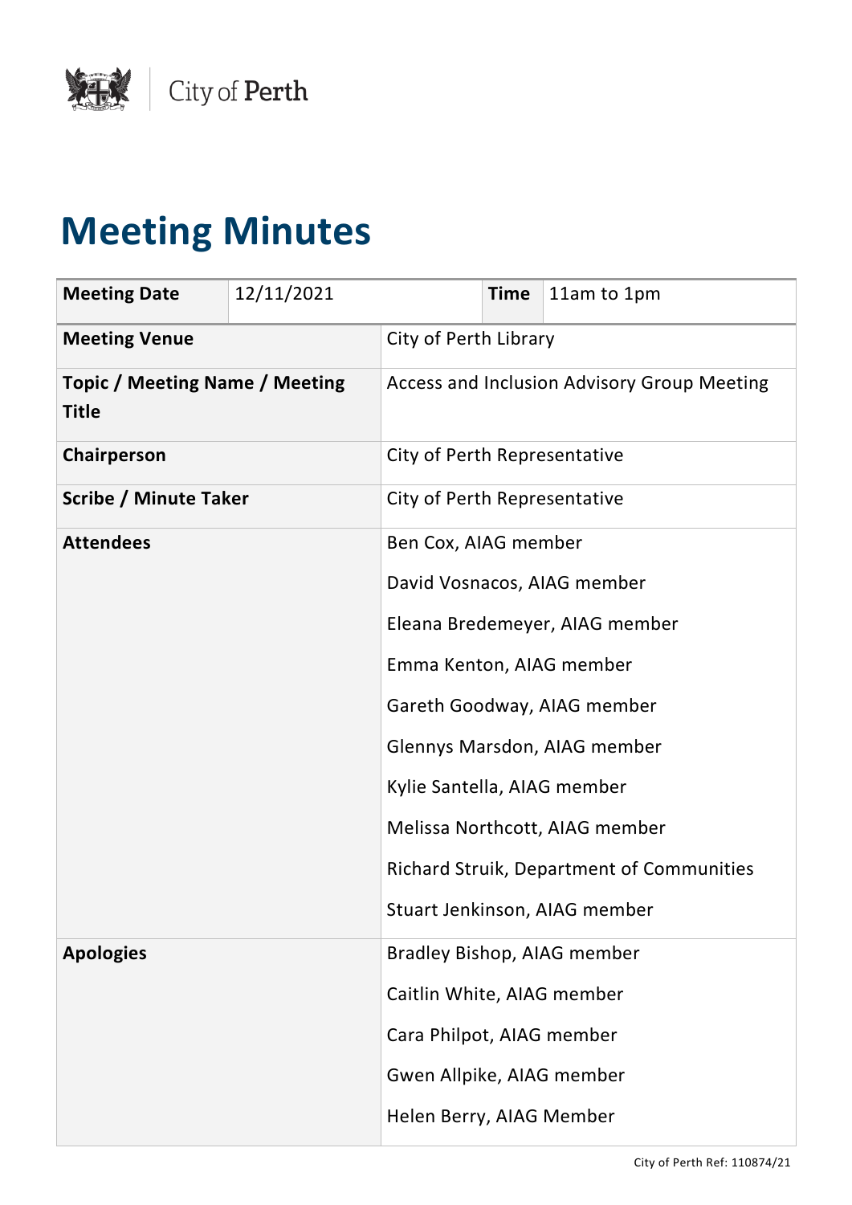City of Perth

# Meeting Minutes

| Meeting Date | 12/11/2021 | Time | 11am to 1pm |
|---|---|---|---|
| **Meeting Venue** | City of Perth Library | | |
| **Topic / Meeting Name / Meeting Title** | Access and Inclusion Advisory Group Meeting | | |
| **Chairperson** | City of Perth Representative | | |
| **Scribe / Minute Taker** | City of Perth Representative | | |
| **Attendees** | Ben Cox, AIAG member<br>David Vosnacos, AIAG member<br>Eleana Bredemeyer, AIAG member<br>Emma Kenton, AIAG member<br>Gareth Goodway, AIAG member<br>Glennys Marsdon, AIAG member<br>Kylie Santella, AIAG member<br>Melissa Northcott, AIAG member<br>Richard Struik, Department of Communities<br>Stuart Jenkinson, AIAG member | | |
| **Apologies** | Bradley Bishop, AIAG member<br>Caitlin White, AIAG member<br>Cara Philpot, AIAG member<br>Gwen Allpike, AIAG member<br>Helen Berry, AIAG Member | | |

City of Perth Ref: 110874/21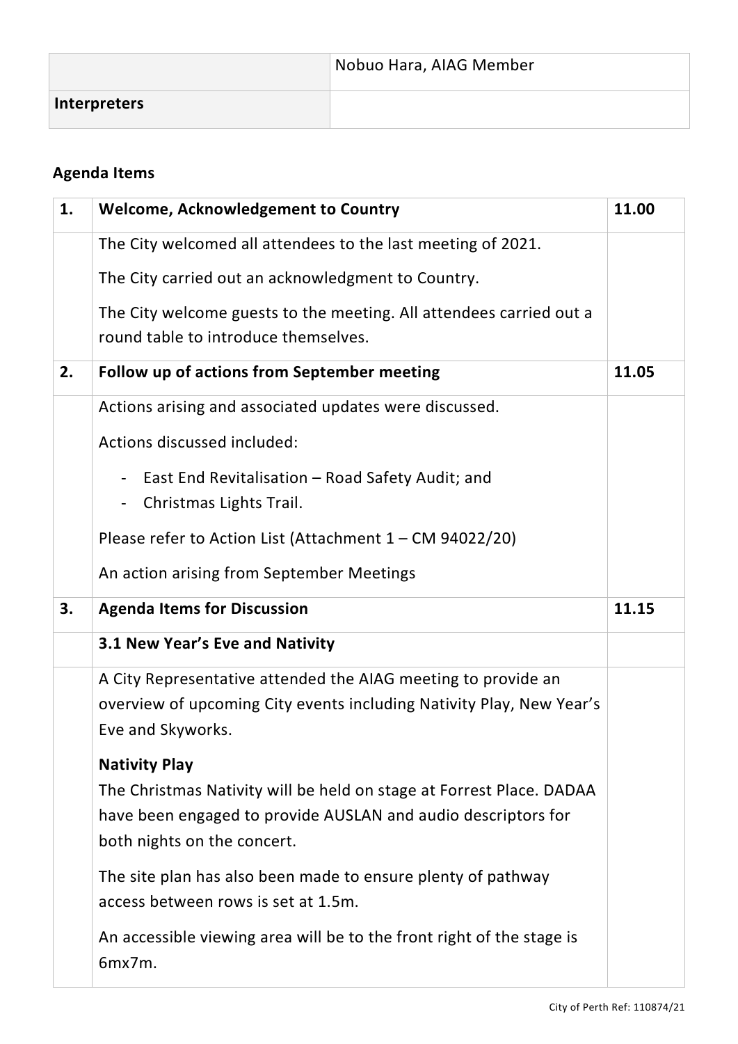| | |
|---|---|
| | Nobuo Hara, AIAG Member |
| **Interpreters** | |

## Agenda Items

| | | |
|---|---|---|
| **1.** | **Welcome, Acknowledgement to Country** | **11.00** |
| | The City welcomed all attendees to the last meeting of 2021.<br><br>The City carried out an acknowledgment to Country.<br><br>The City welcome guests to the meeting. All attendees carried out a round table to introduce themselves. | |
| **2.** | **Follow up of actions from September meeting** | **11.05** |
| | Actions arising and associated updates were discussed.<br><br>Actions discussed included:<br><br>- East End Revitalisation – Road Safety Audit; and<br>- Christmas Lights Trail.<br><br>Please refer to Action List (Attachment 1 – CM 94022/20)<br><br>An action arising from September Meetings | |
| **3.** | **Agenda Items for Discussion** | **11.15** |
| | **3.1 New Year's Eve and Nativity** | |
| | A City Representative attended the AIAG meeting to provide an overview of upcoming City events including Nativity Play, New Year's Eve and Skyworks.<br><br>**Nativity Play**<br>The Christmas Nativity will be held on stage at Forrest Place. DADAA have been engaged to provide AUSLAN and audio descriptors for both nights on the concert.<br><br>The site plan has also been made to ensure plenty of pathway access between rows is set at 1.5m.<br><br>An accessible viewing area will be to the front right of the stage is 6mx7m. | |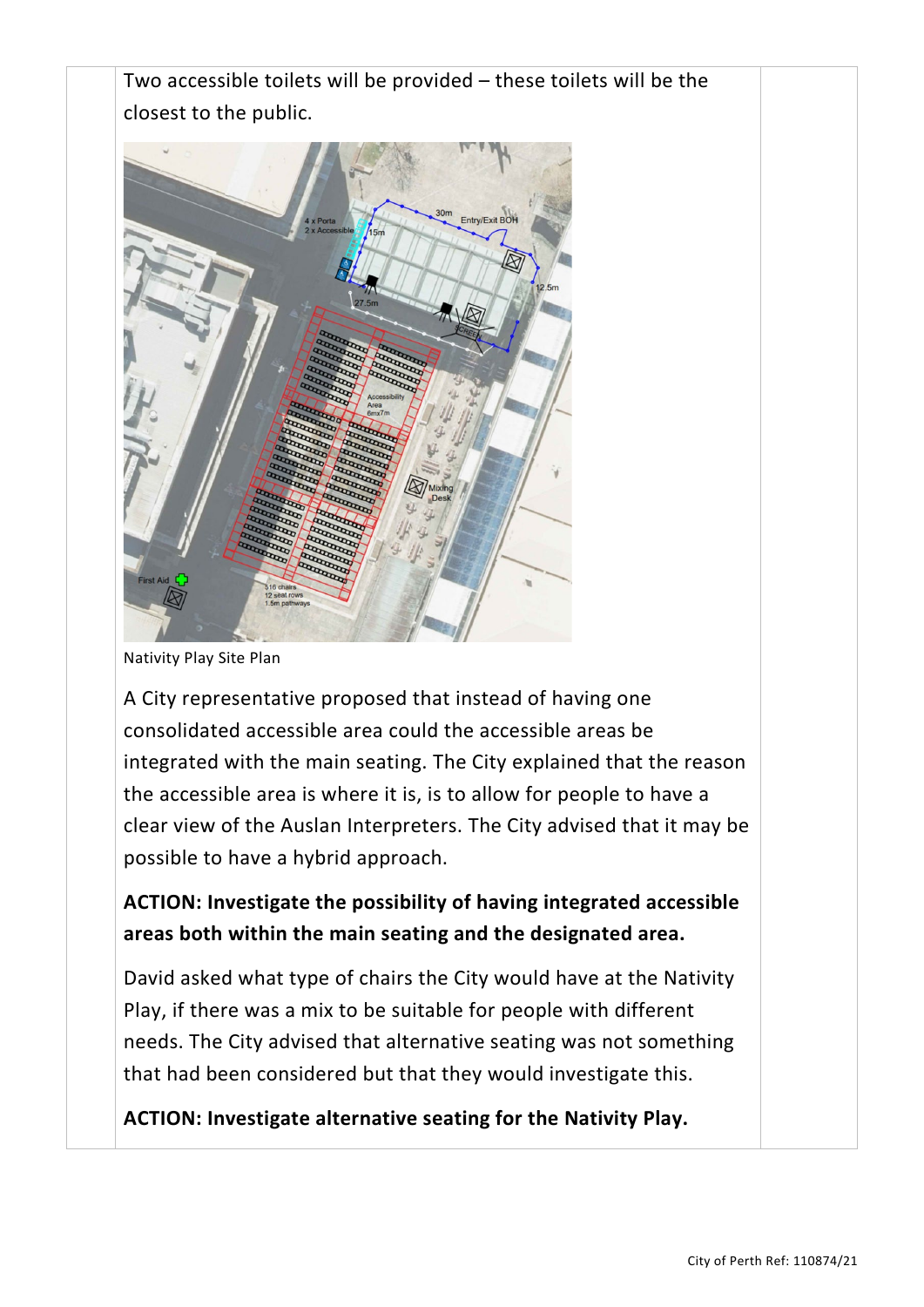Two accessible toilets will be provided – these toilets will be the closest to the public.

Nativity Play Site Plan

A City representative proposed that instead of having one consolidated accessible area could the accessible areas be integrated with the main seating. The City explained that the reason the accessible area is where it is, is to allow for people to have a clear view of the Auslan Interpreters. The City advised that it may be possible to have a hybrid approach.

**ACTION: Investigate the possibility of having integrated accessible areas both within the main seating and the designated area.**

David asked what type of chairs the City would have at the Nativity Play, if there was a mix to be suitable for people with different needs. The City advised that alternative seating was not something that had been considered but that they would investigate this.

**ACTION: Investigate alternative seating for the Nativity Play.**

City of Perth Ref: 110874/21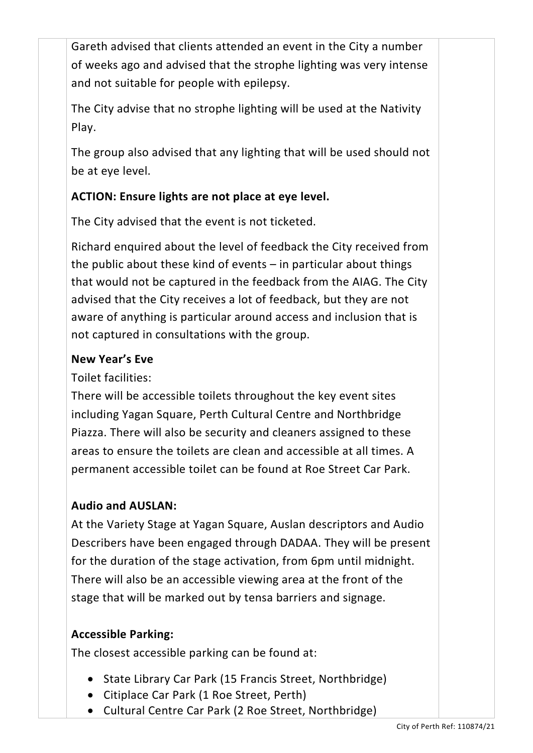Gareth advised that clients attended an event in the City a number of weeks ago and advised that the strophe lighting was very intense and not suitable for people with epilepsy.

The City advise that no strophe lighting will be used at the Nativity Play.

The group also advised that any lighting that will be used should not be at eye level.

**ACTION: Ensure lights are not place at eye level.**

The City advised that the event is not ticketed.

Richard enquired about the level of feedback the City received from the public about these kind of events – in particular about things that would not be captured in the feedback from the AIAG. The City advised that the City receives a lot of feedback, but they are not aware of anything is particular around access and inclusion that is not captured in consultations with the group.

**New Year's Eve**

Toilet facilities:
There will be accessible toilets throughout the key event sites including Yagan Square, Perth Cultural Centre and Northbridge Piazza. There will also be security and cleaners assigned to these areas to ensure the toilets are clean and accessible at all times. A permanent accessible toilet can be found at Roe Street Car Park.

**Audio and AUSLAN:**
At the Variety Stage at Yagan Square, Auslan descriptors and Audio Describers have been engaged through DADAA. They will be present for the duration of the stage activation, from 6pm until midnight. There will also be an accessible viewing area at the front of the stage that will be marked out by tensa barriers and signage.

**Accessible Parking:**
The closest accessible parking can be found at:

- State Library Car Park (15 Francis Street, Northbridge)
- Citiplace Car Park (1 Roe Street, Perth)
- Cultural Centre Car Park (2 Roe Street, Northbridge)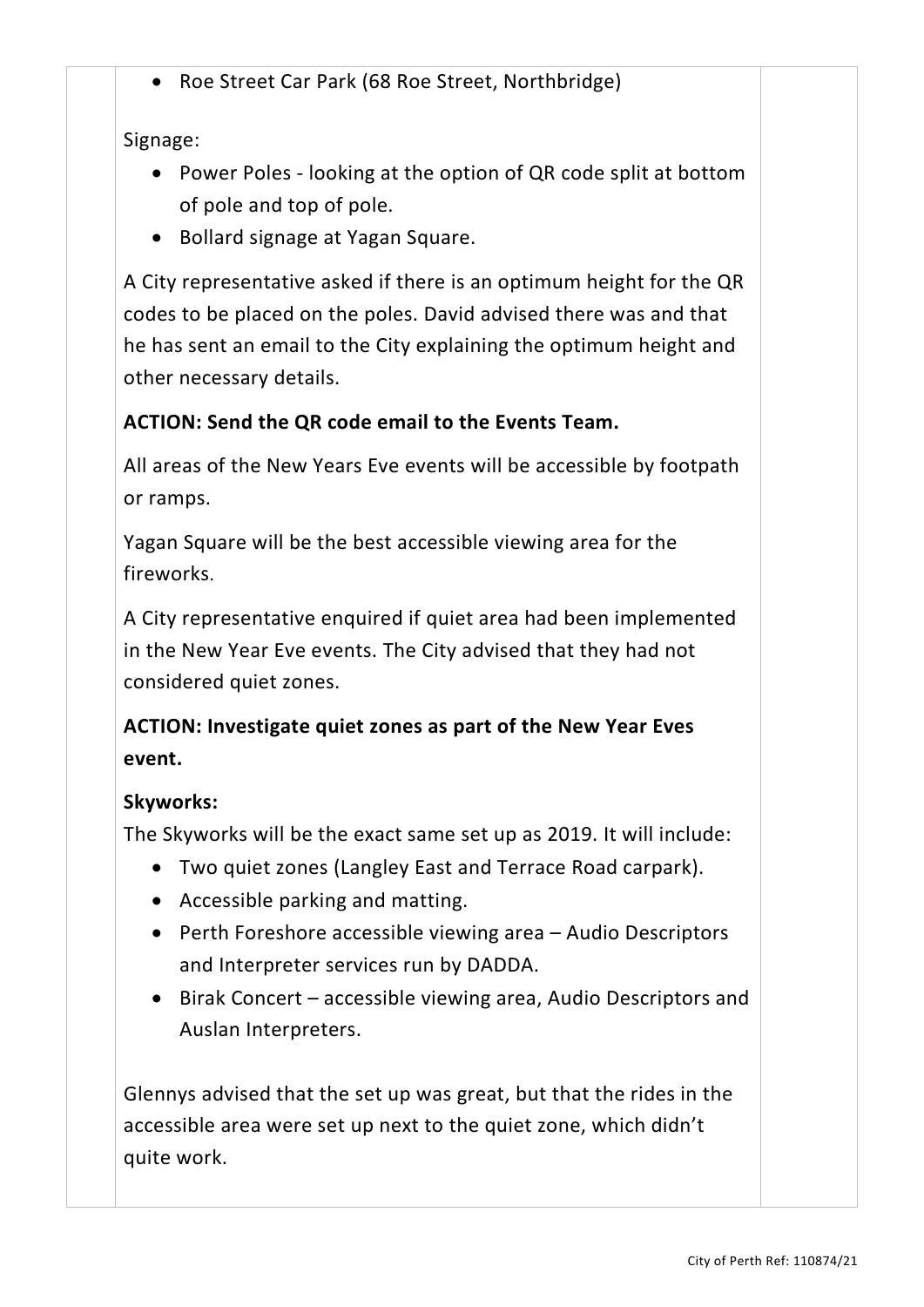- Roe Street Car Park (68 Roe Street, Northbridge)

Signage:

- Power Poles - looking at the option of QR code split at bottom of pole and top of pole.
- Bollard signage at Yagan Square.

A City representative asked if there is an optimum height for the QR codes to be placed on the poles. David advised there was and that he has sent an email to the City explaining the optimum height and other necessary details.

**ACTION: Send the QR code email to the Events Team.**

All areas of the New Years Eve events will be accessible by footpath or ramps.

Yagan Square will be the best accessible viewing area for the fireworks.

A City representative enquired if quiet area had been implemented in the New Year Eve events. The City advised that they had not considered quiet zones.

**ACTION: Investigate quiet zones as part of the New Year Eves event.**

**Skyworks:**

The Skyworks will be the exact same set up as 2019. It will include:

- Two quiet zones (Langley East and Terrace Road carpark).
- Accessible parking and matting.
- Perth Foreshore accessible viewing area – Audio Descriptors and Interpreter services run by DADDA.
- Birak Concert – accessible viewing area, Audio Descriptors and Auslan Interpreters.

Glennys advised that the set up was great, but that the rides in the accessible area were set up next to the quiet zone, which didn't quite work.

City of Perth Ref: 110874/21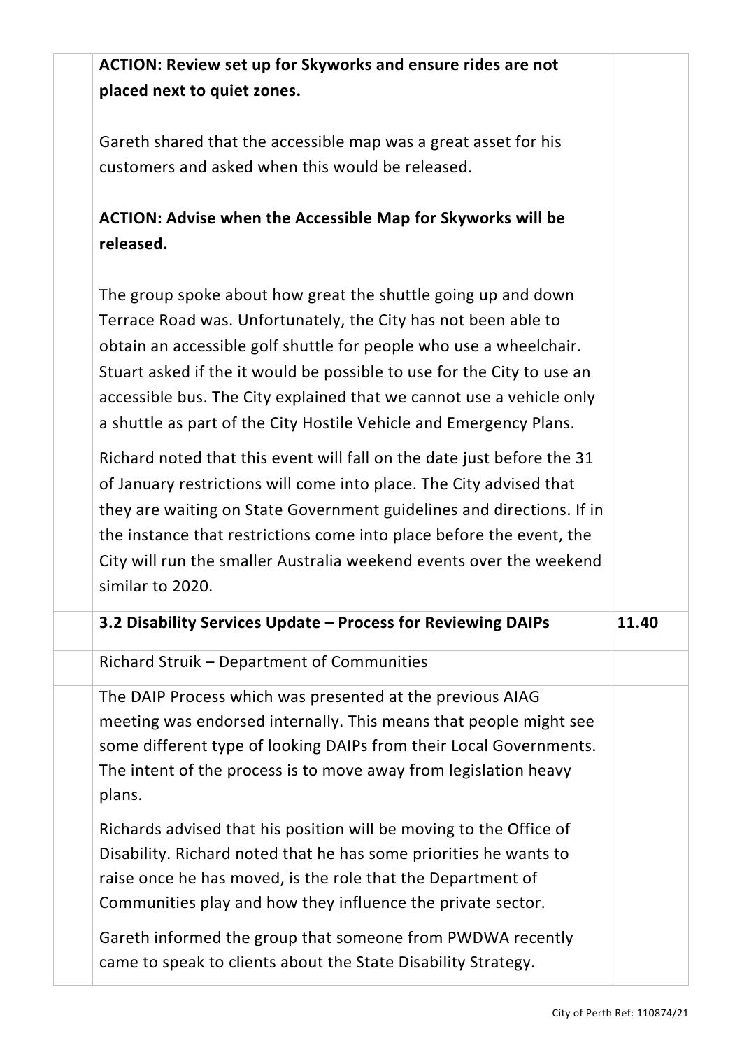| | | |
|---|---|---|
| | **ACTION: Review set up for Skyworks and ensure rides are not placed next to quiet zones.**<br><br>Gareth shared that the accessible map was a great asset for his customers and asked when this would be released.<br><br>**ACTION: Advise when the Accessible Map for Skyworks will be released.**<br><br>The group spoke about how great the shuttle going up and down Terrace Road was. Unfortunately, the City has not been able to obtain an accessible golf shuttle for people who use a wheelchair. Stuart asked if the it would be possible to use for the City to use an accessible bus. The City explained that we cannot use a vehicle only a shuttle as part of the City Hostile Vehicle and Emergency Plans.<br><br>Richard noted that this event will fall on the date just before the 31 of January restrictions will come into place. The City advised that they are waiting on State Government guidelines and directions. If in the instance that restrictions come into place before the event, the City will run the smaller Australia weekend events over the weekend similar to 2020. | |
| | **3.2 Disability Services Update – Process for Reviewing DAIPs** | **11.40** |
| | Richard Struik – Department of Communities | |
| | The DAIP Process which was presented at the previous AIAG meeting was endorsed internally. This means that people might see some different type of looking DAIPs from their Local Governments. The intent of the process is to move away from legislation heavy plans.<br><br>Richards advised that his position will be moving to the Office of Disability. Richard noted that he has some priorities he wants to raise once he has moved, is the role that the Department of Communities play and how they influence the private sector.<br><br>Gareth informed the group that someone from PWDWA recently came to speak to clients about the State Disability Strategy. | |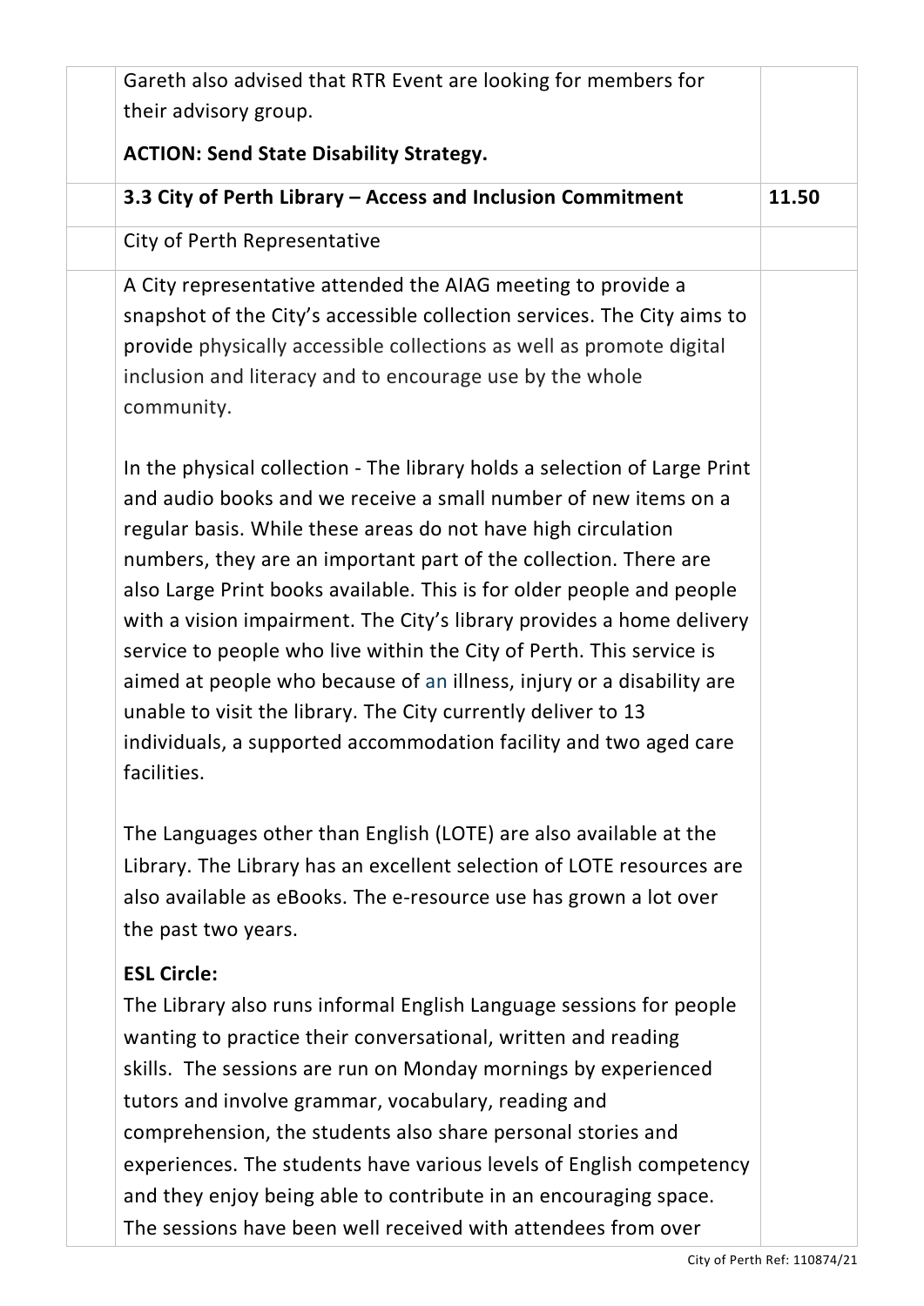| | | |
|---|---|---|
| | Gareth also advised that RTR Event are looking for members for their advisory group.<br><br>**ACTION: Send State Disability Strategy.** | |
| | **3.3 City of Perth Library – Access and Inclusion Commitment** | **11.50** |
| | City of Perth Representative | |
| | A City representative attended the AIAG meeting to provide a snapshot of the City's accessible collection services. The City aims to provide physically accessible collections as well as promote digital inclusion and literacy and to encourage use by the whole community.<br><br>In the physical collection - The library holds a selection of Large Print and audio books and we receive a small number of new items on a regular basis. While these areas do not have high circulation numbers, they are an important part of the collection. There are also Large Print books available. This is for older people and people with a vision impairment. The City's library provides a home delivery service to people who live within the City of Perth. This service is aimed at people who because of an illness, injury or a disability are unable to visit the library. The City currently deliver to 13 individuals, a supported accommodation facility and two aged care facilities.<br><br>The Languages other than English (LOTE) are also available at the Library. The Library has an excellent selection of LOTE resources are also available as eBooks. The e-resource use has grown a lot over the past two years.<br><br>**ESL Circle:**<br>The Library also runs informal English Language sessions for people wanting to practice their conversational, written and reading skills. The sessions are run on Monday mornings by experienced tutors and involve grammar, vocabulary, reading and comprehension, the students also share personal stories and experiences. The students have various levels of English competency and they enjoy being able to contribute in an encouraging space. The sessions have been well received with attendees from over | |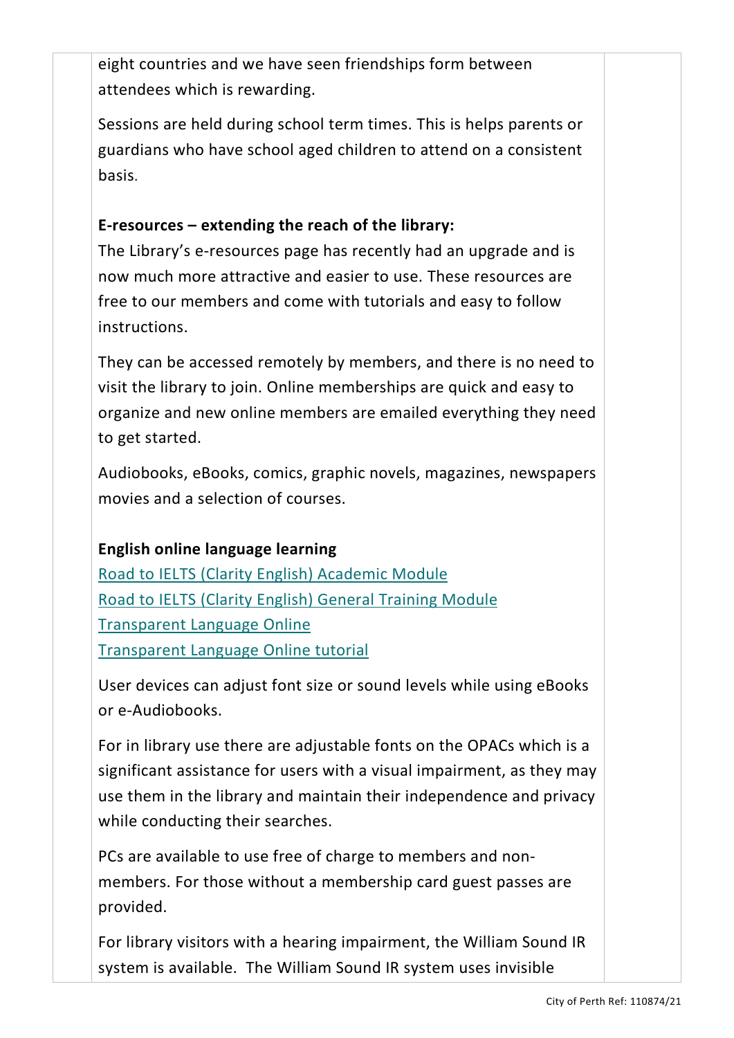eight countries and we have seen friendships form between attendees which is rewarding.

Sessions are held during school term times. This is helps parents or guardians who have school aged children to attend on a consistent basis.

**E-resources – extending the reach of the library:**

The Library's e-resources page has recently had an upgrade and is now much more attractive and easier to use. These resources are free to our members and come with tutorials and easy to follow instructions.

They can be accessed remotely by members, and there is no need to visit the library to join. Online memberships are quick and easy to organize and new online members are emailed everything they need to get started.

Audiobooks, eBooks, comics, graphic novels, magazines, newspapers movies and a selection of courses.

**English online language learning**

Road to IELTS (Clarity English) Academic Module
Road to IELTS (Clarity English) General Training Module
Transparent Language Online
Transparent Language Online tutorial

User devices can adjust font size or sound levels while using eBooks or e-Audiobooks.

For in library use there are adjustable fonts on the OPACs which is a significant assistance for users with a visual impairment, as they may use them in the library and maintain their independence and privacy while conducting their searches.

PCs are available to use free of charge to members and non-members. For those without a membership card guest passes are provided.

For library visitors with a hearing impairment, the William Sound IR system is available. The William Sound IR system uses invisible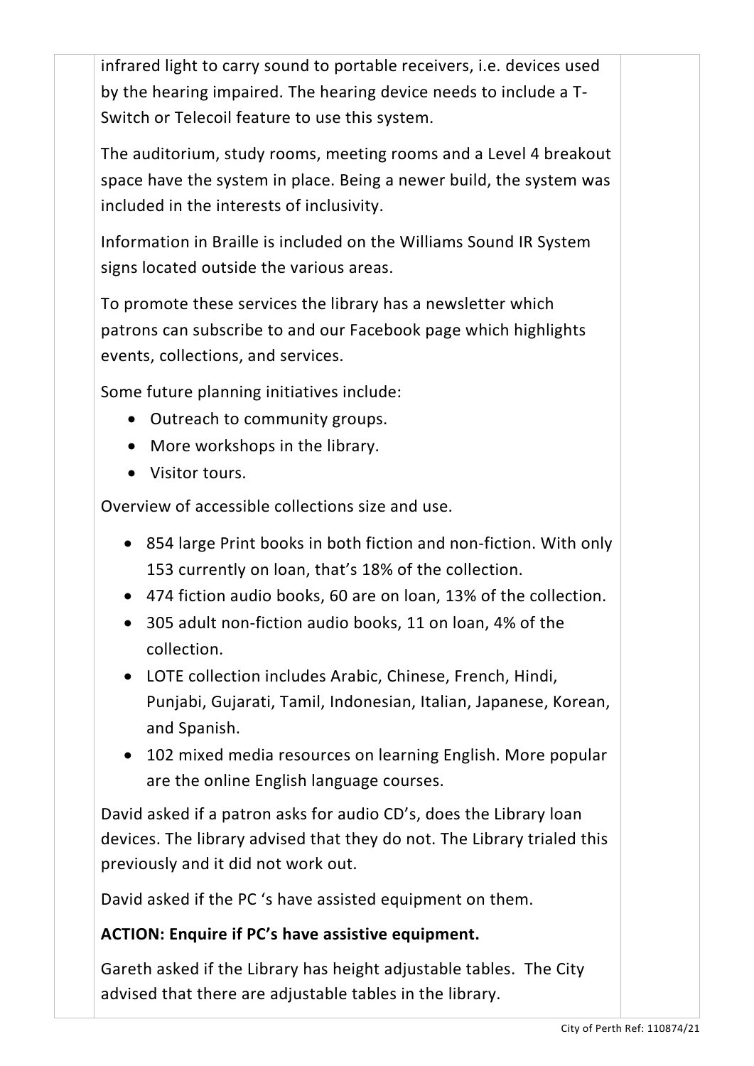infrared light to carry sound to portable receivers, i.e. devices used by the hearing impaired. The hearing device needs to include a T-Switch or Telecoil feature to use this system.

The auditorium, study rooms, meeting rooms and a Level 4 breakout space have the system in place. Being a newer build, the system was included in the interests of inclusivity.

Information in Braille is included on the Williams Sound IR System signs located outside the various areas.

To promote these services the library has a newsletter which patrons can subscribe to and our Facebook page which highlights events, collections, and services.

Some future planning initiatives include:

- Outreach to community groups.
- More workshops in the library.
- Visitor tours.

Overview of accessible collections size and use.

- 854 large Print books in both fiction and non-fiction. With only 153 currently on loan, that's 18% of the collection.
- 474 fiction audio books, 60 are on loan, 13% of the collection.
- 305 adult non-fiction audio books, 11 on loan, 4% of the collection.
- LOTE collection includes Arabic, Chinese, French, Hindi, Punjabi, Gujarati, Tamil, Indonesian, Italian, Japanese, Korean, and Spanish.
- 102 mixed media resources on learning English. More popular are the online English language courses.

David asked if a patron asks for audio CD's, does the Library loan devices. The library advised that they do not. The Library trialed this previously and it did not work out.

David asked if the PC 's have assisted equipment on them.

**ACTION: Enquire if PC's have assistive equipment.**

Gareth asked if the Library has height adjustable tables. The City advised that there are adjustable tables in the library.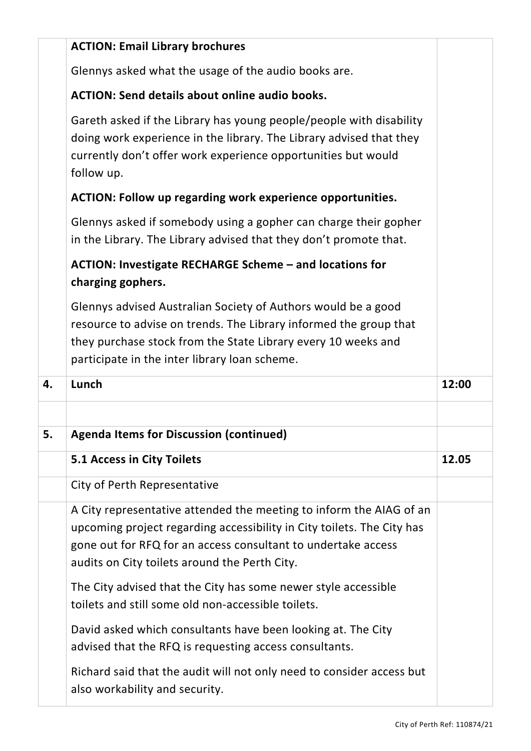| | | |
|---|---|---|
| | **ACTION: Email Library brochures**<br><br>Glennys asked what the usage of the audio books are.<br><br>**ACTION: Send details about online audio books.**<br><br>Gareth asked if the Library has young people/people with disability doing work experience in the library. The Library advised that they currently don't offer work experience opportunities but would follow up.<br><br>**ACTION: Follow up regarding work experience opportunities.**<br><br>Glennys asked if somebody using a gopher can charge their gopher in the Library. The Library advised that they don't promote that.<br><br>**ACTION: Investigate RECHARGE Scheme – and locations for charging gophers.**<br><br>Glennys advised Australian Society of Authors would be a good resource to advise on trends. The Library informed the group that they purchase stock from the State Library every 10 weeks and participate in the inter library loan scheme. | |
| **4.** | **Lunch** | **12:00** |
| | | |
| **5.** | **Agenda Items for Discussion (continued)** | |
| | **5.1 Access in City Toilets** | **12.05** |
| | City of Perth Representative | |
| | A City representative attended the meeting to inform the AIAG of an upcoming project regarding accessibility in City toilets. The City has gone out for RFQ for an access consultant to undertake access audits on City toilets around the Perth City.<br><br>The City advised that the City has some newer style accessible toilets and still some old non-accessible toilets.<br><br>David asked which consultants have been looking at. The City advised that the RFQ is requesting access consultants.<br><br>Richard said that the audit will not only need to consider access but also workability and security. | |

City of Perth Ref: 110874/21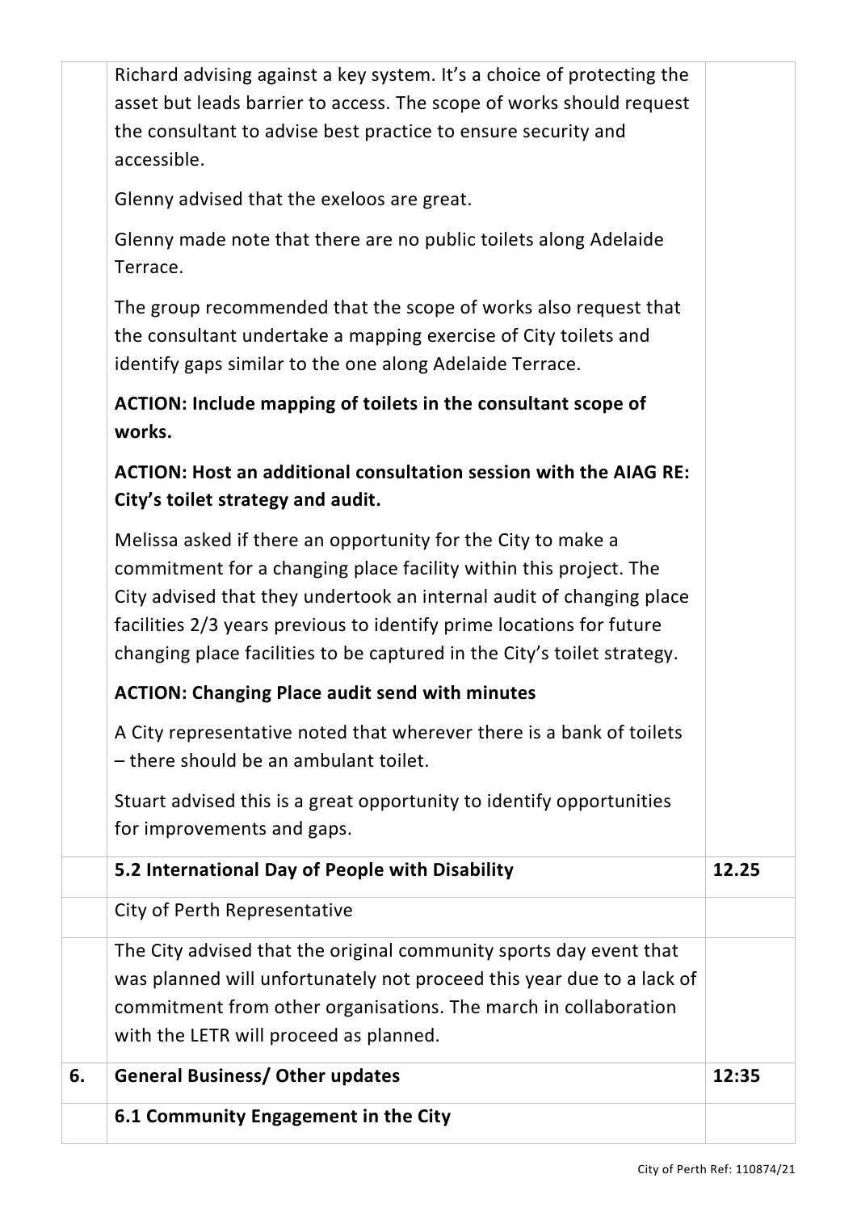| | | |
|---|---|---|
| | Richard advising against a key system. It's a choice of protecting the asset but leads barrier to access. The scope of works should request the consultant to advise best practice to ensure security and accessible.<br><br>Glenny advised that the exeloos are great.<br><br>Glenny made note that there are no public toilets along Adelaide Terrace.<br><br>The group recommended that the scope of works also request that the consultant undertake a mapping exercise of City toilets and identify gaps similar to the one along Adelaide Terrace.<br><br>**ACTION: Include mapping of toilets in the consultant scope of works.**<br><br>**ACTION: Host an additional consultation session with the AIAG RE: City's toilet strategy and audit.**<br><br>Melissa asked if there an opportunity for the City to make a commitment for a changing place facility within this project. The City advised that they undertook an internal audit of changing place facilities 2/3 years previous to identify prime locations for future changing place facilities to be captured in the City's toilet strategy.<br><br>**ACTION: Changing Place audit send with minutes**<br><br>A City representative noted that wherever there is a bank of toilets – there should be an ambulant toilet.<br><br>Stuart advised this is a great opportunity to identify opportunities for improvements and gaps. | |
| | **5.2 International Day of People with Disability** | **12.25** |
| | City of Perth Representative | |
| | The City advised that the original community sports day event that was planned will unfortunately not proceed this year due to a lack of commitment from other organisations. The march in collaboration with the LETR will proceed as planned. | |
| **6.** | **General Business/ Other updates** | **12:35** |
| | **6.1 Community Engagement in the City** | |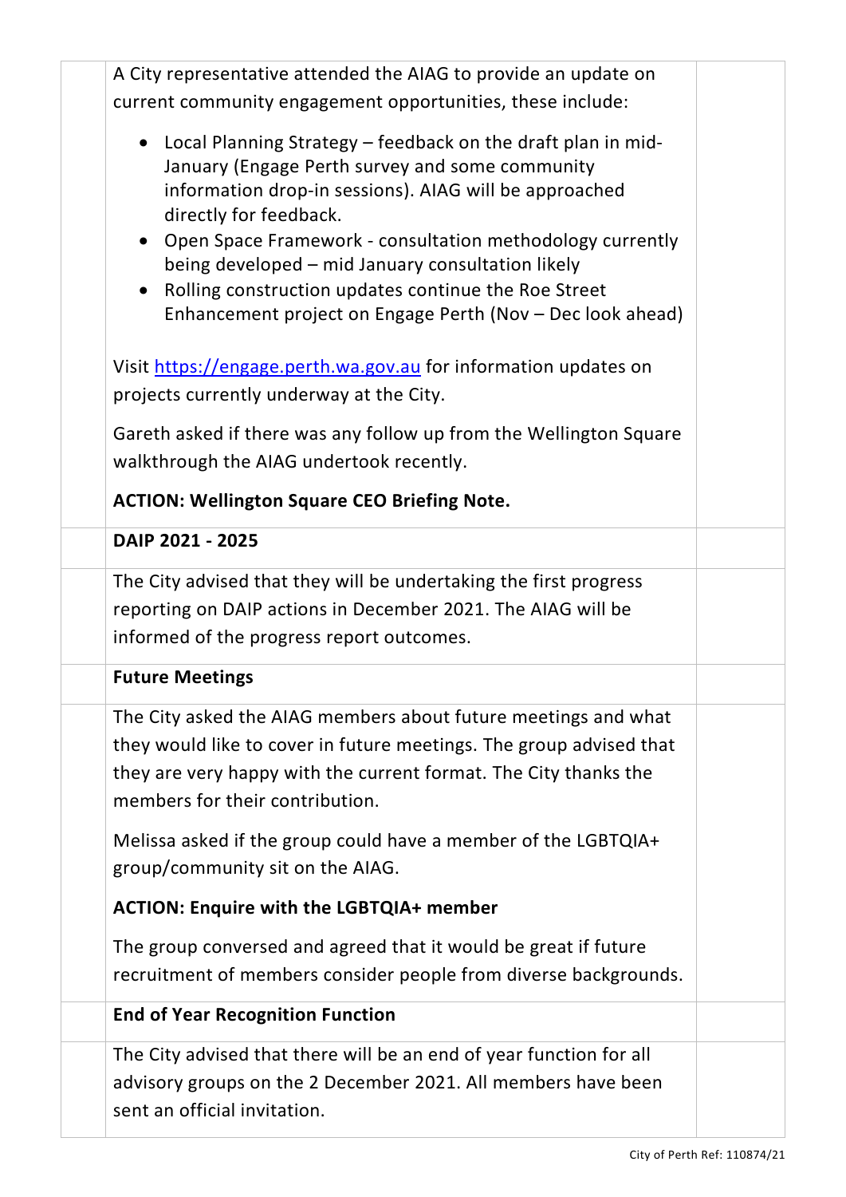| | | |
|---|---|---|
| | A City representative attended the AIAG to provide an update on current community engagement opportunities, these include:<br><br>• Local Planning Strategy – feedback on the draft plan in mid-January (Engage Perth survey and some community information drop-in sessions). AIAG will be approached directly for feedback.<br>• Open Space Framework - consultation methodology currently being developed – mid January consultation likely<br>• Rolling construction updates continue the Roe Street Enhancement project on Engage Perth (Nov – Dec look ahead)<br><br>Visit https://engage.perth.wa.gov.au for information updates on projects currently underway at the City.<br><br>Gareth asked if there was any follow up from the Wellington Square walkthrough the AIAG undertook recently.<br><br>**ACTION: Wellington Square CEO Briefing Note.** | |
| | **DAIP 2021 - 2025** | |
| | The City advised that they will be undertaking the first progress reporting on DAIP actions in December 2021. The AIAG will be informed of the progress report outcomes. | |
| | **Future Meetings** | |
| | The City asked the AIAG members about future meetings and what they would like to cover in future meetings. The group advised that they are very happy with the current format. The City thanks the members for their contribution.<br><br>Melissa asked if the group could have a member of the LGBTQIA+ group/community sit on the AIAG.<br><br>**ACTION: Enquire with the LGBTQIA+ member**<br><br>The group conversed and agreed that it would be great if future recruitment of members consider people from diverse backgrounds. | |
| | **End of Year Recognition Function** | |
| | The City advised that there will be an end of year function for all advisory groups on the 2 December 2021. All members have been sent an official invitation. | |

City of Perth Ref: 110874/21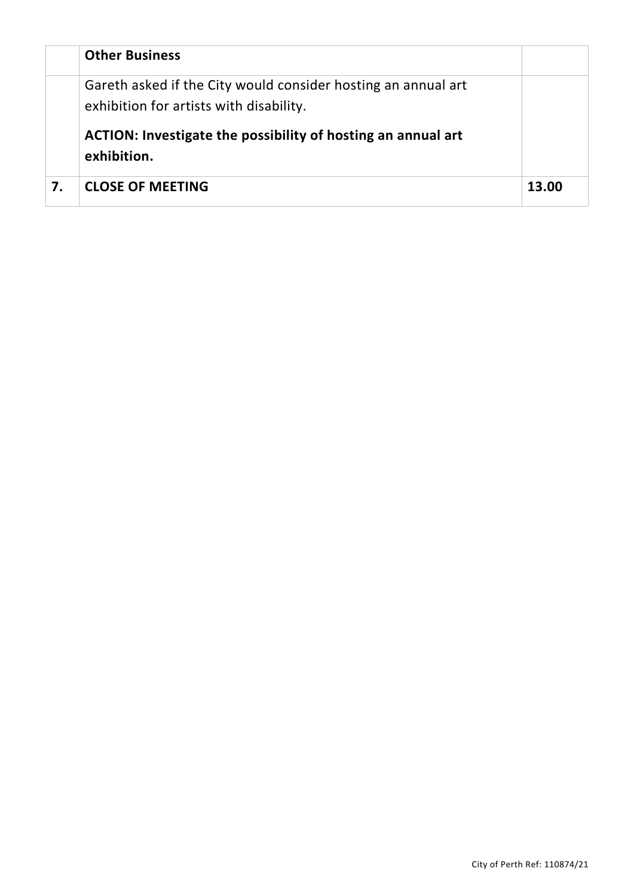| | | |
|---|---|---|
| | **Other Business** | |
| | Gareth asked if the City would consider hosting an annual art exhibition for artists with disability.<br><br>**ACTION: Investigate the possibility of hosting an annual art exhibition.** | |
| **7.** | **CLOSE OF MEETING** | **13.00** |

City of Perth Ref: 110874/21